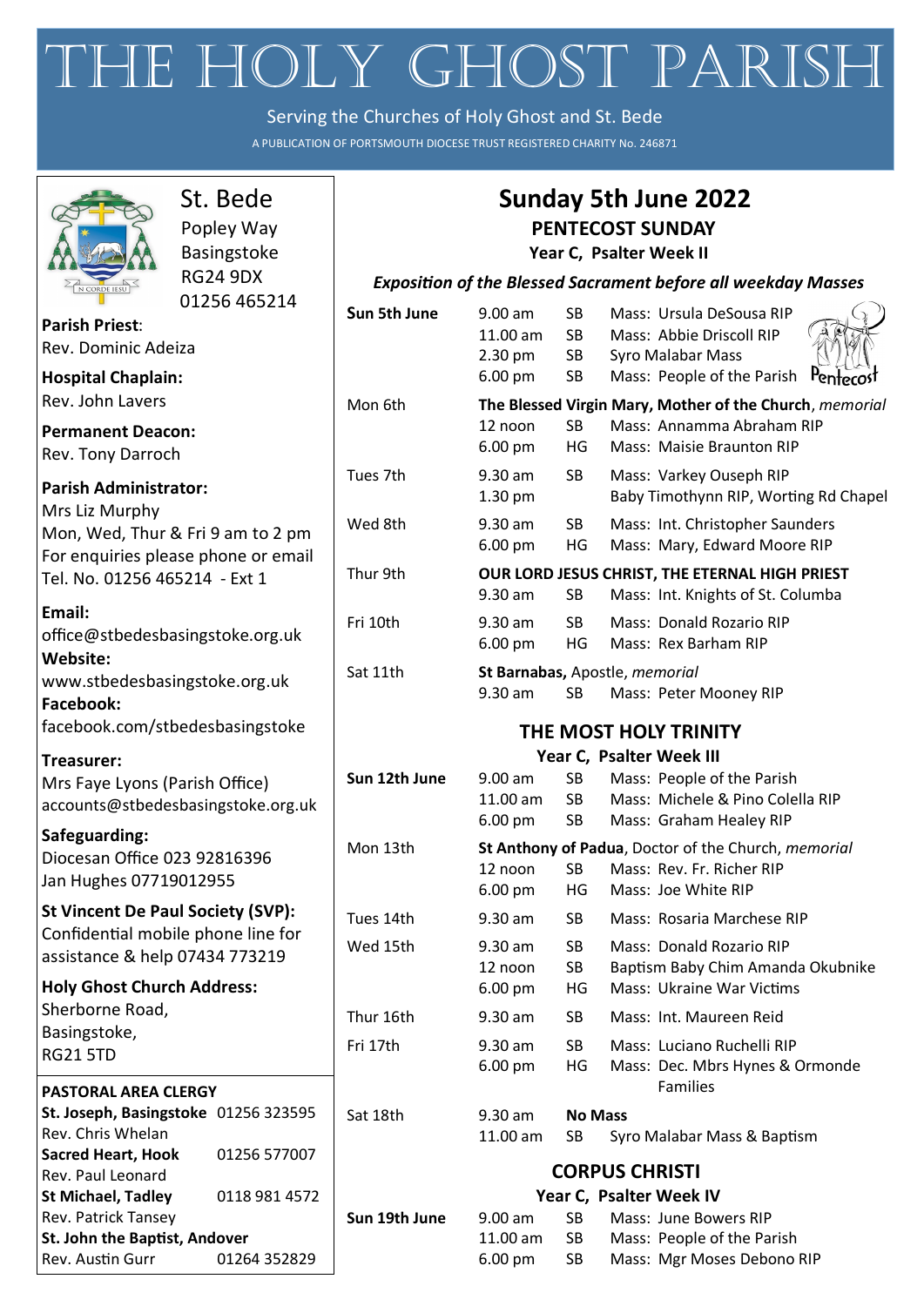# THE HOLY GHOST PARISH

Serving the Churches of Holy Ghost and St. Bede

A PUBLICATION OF PORTSMOUTH DIOCESE TRUST REGISTERED CHARITY No. 246871

## St. Bede

Popley Way
Basingstoke
RG24 9DX
01256 465214

**Parish Priest**:
Rev. Dominic Adeiza

**Hospital Chaplain:**
Rev. John Lavers

**Permanent Deacon:**
Rev. Tony Darroch

**Parish Administrator:**
Mrs Liz Murphy
Mon, Wed, Thur & Fri 9 am to 2 pm
For enquiries please phone or email
Tel. No. 01256 465214 - Ext 1

**Email:**
office@stbedesbasingstoke.org.uk
**Website:**
www.stbedesbasingstoke.org.uk
**Facebook:**
facebook.com/stbedesbasingstoke

**Treasurer:**
Mrs Faye Lyons (Parish Office)
accounts@stbedesbasingstoke.org.uk

**Safeguarding:**
Diocesan Office 023 92816396
Jan Hughes 07719012955

**St Vincent De Paul Society (SVP):**
Confidential mobile phone line for assistance & help 07434 773219

**Holy Ghost Church Address:**
Sherborne Road,
Basingstoke,
RG21 5TD

**PASTORAL AREA CLERGY**

| | |
|---|---|
| **St. Joseph, Basingstoke** | 01256 323595 |
| Rev. Chris Whelan | |
| **Sacred Heart, Hook** | 01256 577007 |
| Rev. Paul Leonard | |
| **St Michael, Tadley** | 0118 981 4572 |
| Rev. Patrick Tansey | |
| **St. John the Baptist, Andover** | |
| Rev. Austin Gurr | 01264 352829 |

## Sunday 5th June 2022

### PENTECOST SUNDAY

**Year C, Psalter Week II**

***Exposition of the Blessed Sacrament before all weekday Masses***

| | | | |
|---|---|---|---|
| **Sun 5th June** | 9.00 am | SB | Mass: Ursula DeSousa RIP |
| | 11.00 am | SB | Mass: Abbie Driscoll RIP |
| | 2.30 pm | SB | Syro Malabar Mass |
| | 6.00 pm | SB | Mass: People of the Parish |
| Mon 6th | **The Blessed Virgin Mary, Mother of the Church**, *memorial* | | |
| | 12 noon | SB | Mass: Annamma Abraham RIP |
| | 6.00 pm | HG | Mass: Maisie Braunton RIP |
| Tues 7th | 9.30 am | SB | Mass: Varkey Ouseph RIP |
| | 1.30 pm | | Baby Timothynn RIP, Worting Rd Chapel |
| Wed 8th | 9.30 am | SB | Mass: Int. Christopher Saunders |
| | 6.00 pm | HG | Mass: Mary, Edward Moore RIP |
| Thur 9th | **OUR LORD JESUS CHRIST, THE ETERNAL HIGH PRIEST** | | |
| | 9.30 am | SB | Mass: Int. Knights of St. Columba |
| Fri 10th | 9.30 am | SB | Mass: Donald Rozario RIP |
| | 6.00 pm | HG | Mass: Rex Barham RIP |
| Sat 11th | **St Barnabas**, Apostle, *memorial* | | |
| | 9.30 am | SB | Mass: Peter Mooney RIP |

### THE MOST HOLY TRINITY

**Year C, Psalter Week III**

| | | | |
|---|---|---|---|
| **Sun 12th June** | 9.00 am | SB | Mass: People of the Parish |
| | 11.00 am | SB | Mass: Michele & Pino Colella RIP |
| | 6.00 pm | SB | Mass: Graham Healey RIP |
| Mon 13th | **St Anthony of Padua**, Doctor of the Church, *memorial* | | |
| | 12 noon | SB | Mass: Rev. Fr. Richer RIP |
| | 6.00 pm | HG | Mass: Joe White RIP |
| Tues 14th | 9.30 am | SB | Mass: Rosaria Marchese RIP |
| Wed 15th | 9.30 am | SB | Mass: Donald Rozario RIP |
| | 12 noon | SB | Baptism Baby Chim Amanda Okubnike |
| | 6.00 pm | HG | Mass: Ukraine War Victims |
| Thur 16th | 9.30 am | SB | Mass: Int. Maureen Reid |
| Fri 17th | 9.30 am | SB | Mass: Luciano Ruchelli RIP |
| | 6.00 pm | HG | Mass: Dec. Mbrs Hynes & Ormonde Families |
| Sat 18th | 9.30 am | **No Mass** | |
| | 11.00 am | SB | Syro Malabar Mass & Baptism |

### CORPUS CHRISTI

**Year C, Psalter Week IV**

| | | | |
|---|---|---|---|
| **Sun 19th June** | 9.00 am | SB | Mass: June Bowers RIP |
| | 11.00 am | SB | Mass: People of the Parish |
| | 6.00 pm | SB | Mass: Mgr Moses Debono RIP |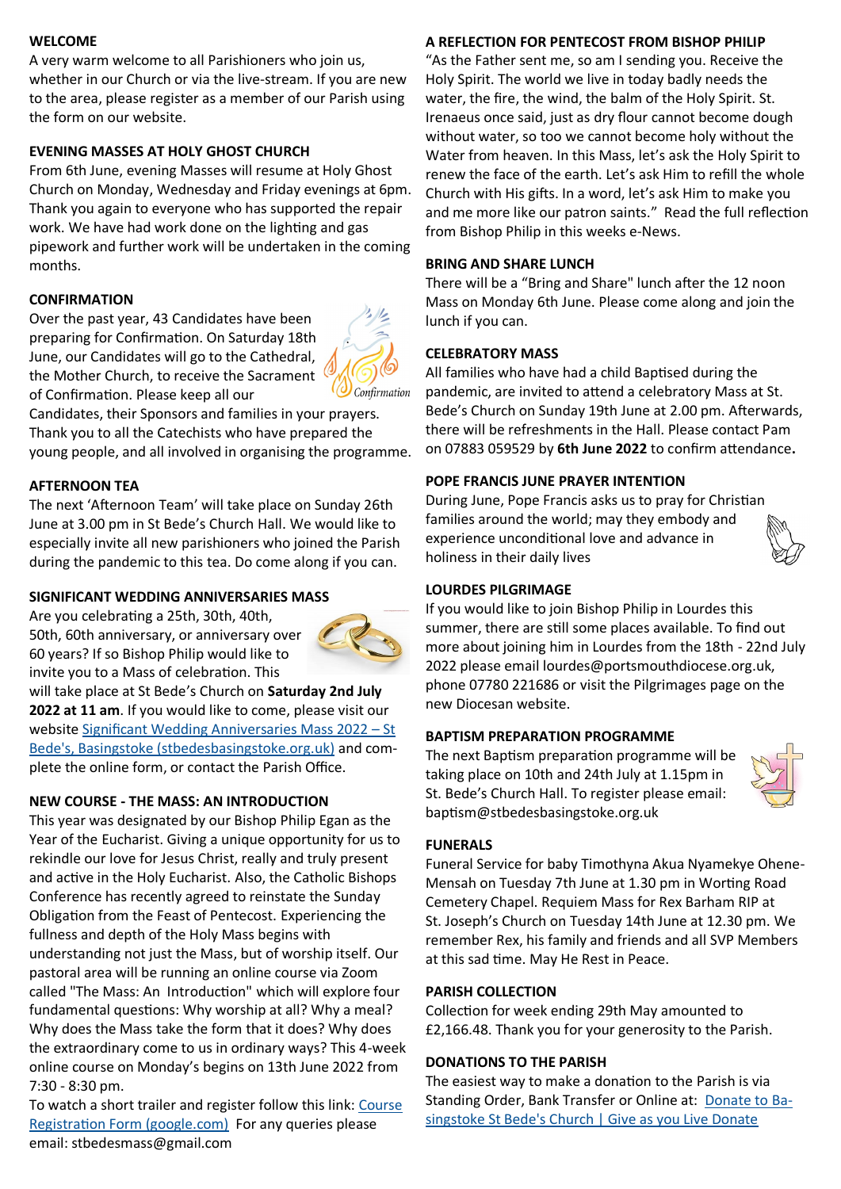## WELCOME

A very warm welcome to all Parishioners who join us, whether in our Church or via the live-stream. If you are new to the area, please register as a member of our Parish using the form on our website.

## EVENING MASSES AT HOLY GHOST CHURCH

From 6th June, evening Masses will resume at Holy Ghost Church on Monday, Wednesday and Friday evenings at 6pm. Thank you again to everyone who has supported the repair work. We have had work done on the lighting and gas pipework and further work will be undertaken in the coming months.

## CONFIRMATION

Over the past year, 43 Candidates have been preparing for Confirmation. On Saturday 18th June, our Candidates will go to the Cathedral, the Mother Church, to receive the Sacrament of Confirmation. Please keep all our Candidates, their Sponsors and families in your prayers. Thank you to all the Catechists who have prepared the young people, and all involved in organising the programme.

## AFTERNOON TEA

The next 'Afternoon Team' will take place on Sunday 26th June at 3.00 pm in St Bede's Church Hall. We would like to especially invite all new parishioners who joined the Parish during the pandemic to this tea. Do come along if you can.

## SIGNIFICANT WEDDING ANNIVERSARIES MASS

Are you celebrating a 25th, 30th, 40th, 50th, 60th anniversary, or anniversary over 60 years? If so Bishop Philip would like to invite you to a Mass of celebration. This will take place at St Bede's Church on **Saturday 2nd July 2022 at 11 am**. If you would like to come, please visit our website Significant Wedding Anniversaries Mass 2022 – St Bede's, Basingstoke (stbedesbasingstoke.org.uk) and complete the online form, or contact the Parish Office.

## NEW COURSE - THE MASS: AN INTRODUCTION

This year was designated by our Bishop Philip Egan as the Year of the Eucharist. Giving a unique opportunity for us to rekindle our love for Jesus Christ, really and truly present and active in the Holy Eucharist. Also, the Catholic Bishops Conference has recently agreed to reinstate the Sunday Obligation from the Feast of Pentecost. Experiencing the fullness and depth of the Holy Mass begins with understanding not just the Mass, but of worship itself. Our pastoral area will be running an online course via Zoom called "The Mass: An Introduction" which will explore four fundamental questions: Why worship at all? Why a meal? Why does the Mass take the form that it does? Why does the extraordinary come to us in ordinary ways? This 4-week online course on Monday's begins on 13th June 2022 from 7:30 - 8:30 pm.

To watch a short trailer and register follow this link: Course Registration Form (google.com) For any queries please email: stbedesmass@gmail.com

## A REFLECTION FOR PENTECOST FROM BISHOP PHILIP

"As the Father sent me, so am I sending you. Receive the Holy Spirit. The world we live in today badly needs the water, the fire, the wind, the balm of the Holy Spirit. St. Irenaeus once said, just as dry flour cannot become dough without water, so too we cannot become holy without the Water from heaven. In this Mass, let's ask the Holy Spirit to renew the face of the earth. Let's ask Him to refill the whole Church with His gifts. In a word, let's ask Him to make you and me more like our patron saints." Read the full reflection from Bishop Philip in this weeks e-News.

## BRING AND SHARE LUNCH

There will be a "Bring and Share" lunch after the 12 noon Mass on Monday 6th June. Please come along and join the lunch if you can.

## CELEBRATORY MASS

All families who have had a child Baptised during the pandemic, are invited to attend a celebratory Mass at St. Bede's Church on Sunday 19th June at 2.00 pm. Afterwards, there will be refreshments in the Hall. Please contact Pam on 07883 059529 by **6th June 2022** to confirm attendance**.**

## POPE FRANCIS JUNE PRAYER INTENTION

During June, Pope Francis asks us to pray for Christian families around the world; may they embody and experience unconditional love and advance in holiness in their daily lives

## LOURDES PILGRIMAGE

If you would like to join Bishop Philip in Lourdes this summer, there are still some places available. To find out more about joining him in Lourdes from the 18th - 22nd July 2022 please email lourdes@portsmouthdiocese.org.uk, phone 07780 221686 or visit the Pilgrimages page on the new Diocesan website.

## BAPTISM PREPARATION PROGRAMME

The next Baptism preparation programme will be taking place on 10th and 24th July at 1.15pm in St. Bede's Church Hall. To register please email: baptism@stbedesbasingstoke.org.uk

## FUNERALS

Funeral Service for baby Timothyna Akua Nyamekye Ohene-Mensah on Tuesday 7th June at 1.30 pm in Worting Road Cemetery Chapel. Requiem Mass for Rex Barham RIP at St. Joseph's Church on Tuesday 14th June at 12.30 pm. We remember Rex, his family and friends and all SVP Members at this sad time. May He Rest in Peace.

## PARISH COLLECTION

Collection for week ending 29th May amounted to £2,166.48. Thank you for your generosity to the Parish.

## DONATIONS TO THE PARISH

The easiest way to make a donation to the Parish is via Standing Order, Bank Transfer or Online at: Donate to Basingstoke St Bede's Church | Give as you Live Donate